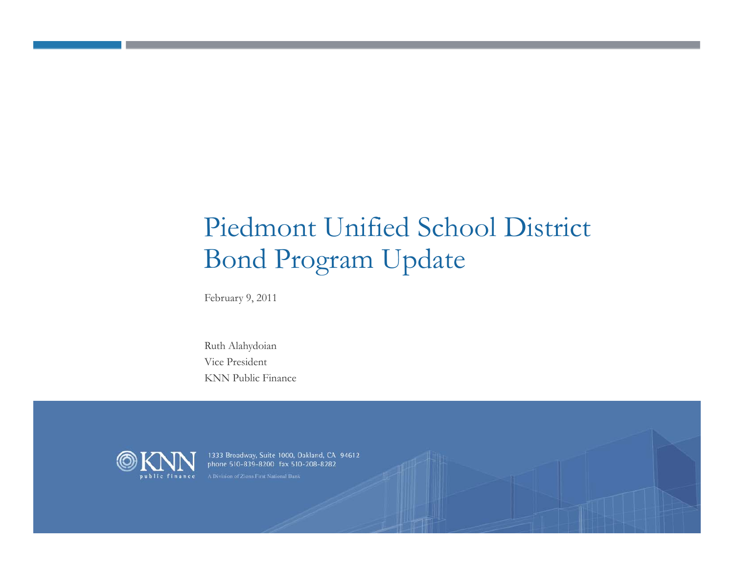# Piedmont Unified School District Bond Program Update

February 9, 2011

Ruth Alahydoian
Vice President
KNN Public Finance

KNN public finance

1333 Broadway, Suite 1000, Oakland, CA 94612
phone 510-839-8200 fax 510-208-8282

A Division of Zions First National Bank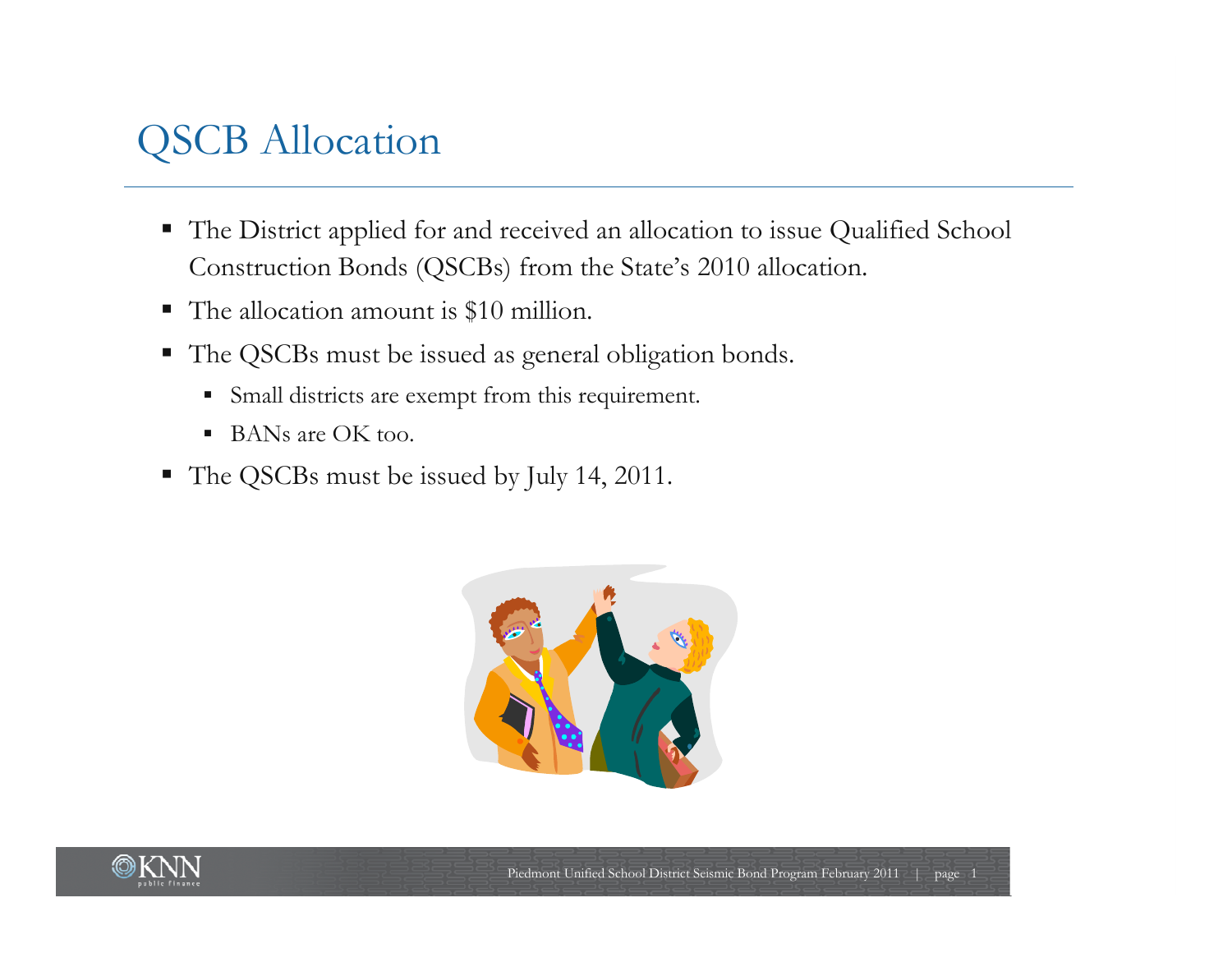# QSCB Allocation

- The District applied for and received an allocation to issue Qualified School Construction Bonds (QSCBs) from the State's 2010 allocation.
- The allocation amount is $10 million.
- The QSCBs must be issued as general obligation bonds.
  - Small districts are exempt from this requirement.
  - BANs are OK too.
- The QSCBs must be issued by July 14, 2011.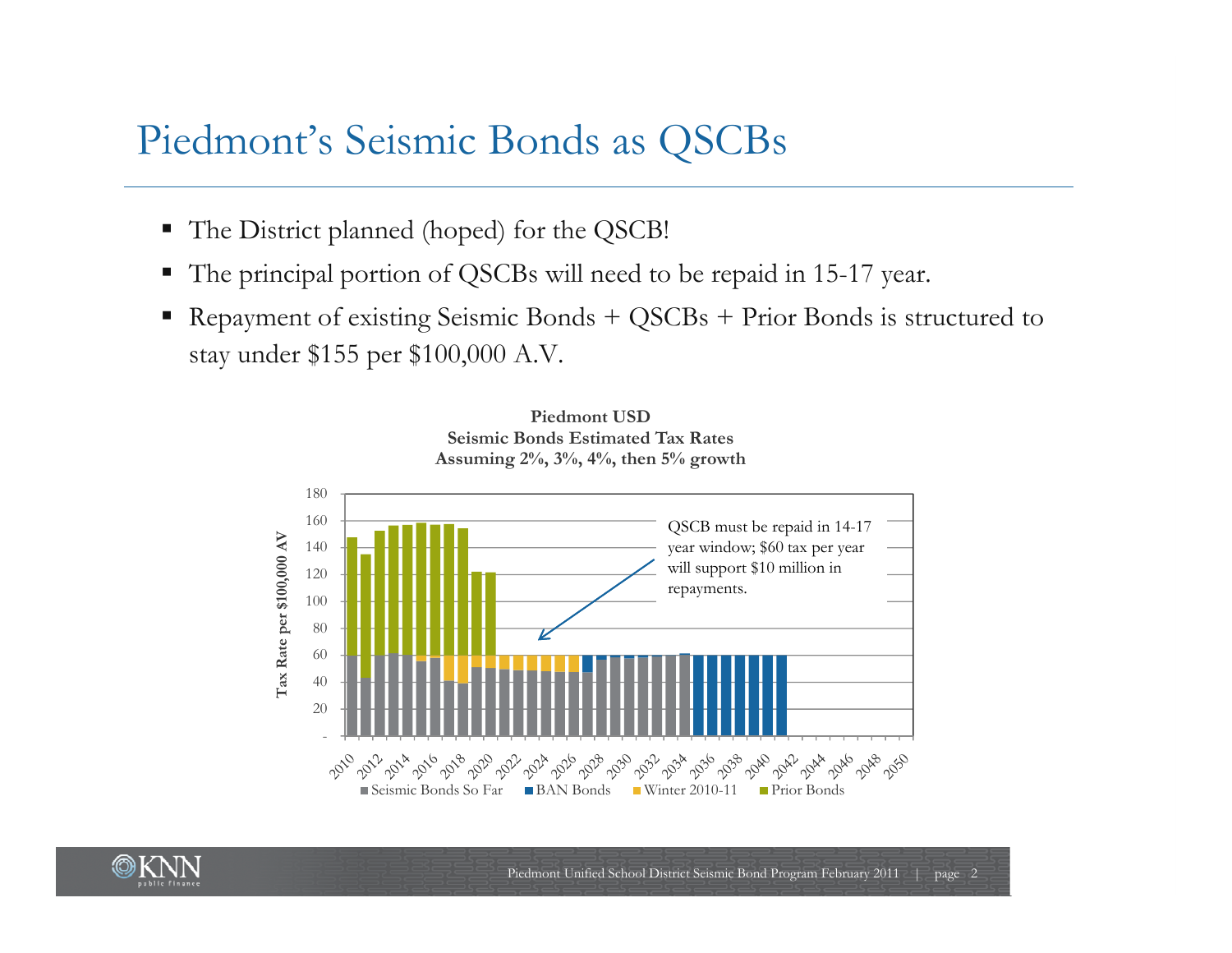# Piedmont's Seismic Bonds as QSCBs

- The District planned (hoped) for the QSCB!
- The principal portion of QSCBs will need to be repaid in 15-17 year.
- Repayment of existing Seismic Bonds + QSCBs + Prior Bonds is structured to stay under $155 per $100,000 A.V.

**Piedmont USD**
**Seismic Bonds Estimated Tax Rates**
**Assuming 2%, 3%, 4%, then 5% growth**

Tax Rate per $100,000 AV

180
160
140
120
100
80
60
40
20
-

2010 2012 2014 2016 2018 2020 2022 2024 2026 2028 2030 2032 2034 2036 2038 2040 2042 2044 2046 2048 2050

QSCB must be repaid in 14-17 year window; $60 tax per year will support $10 million in repayments.

Seismic Bonds So Far | BAN Bonds | Winter 2010-11 | Prior Bonds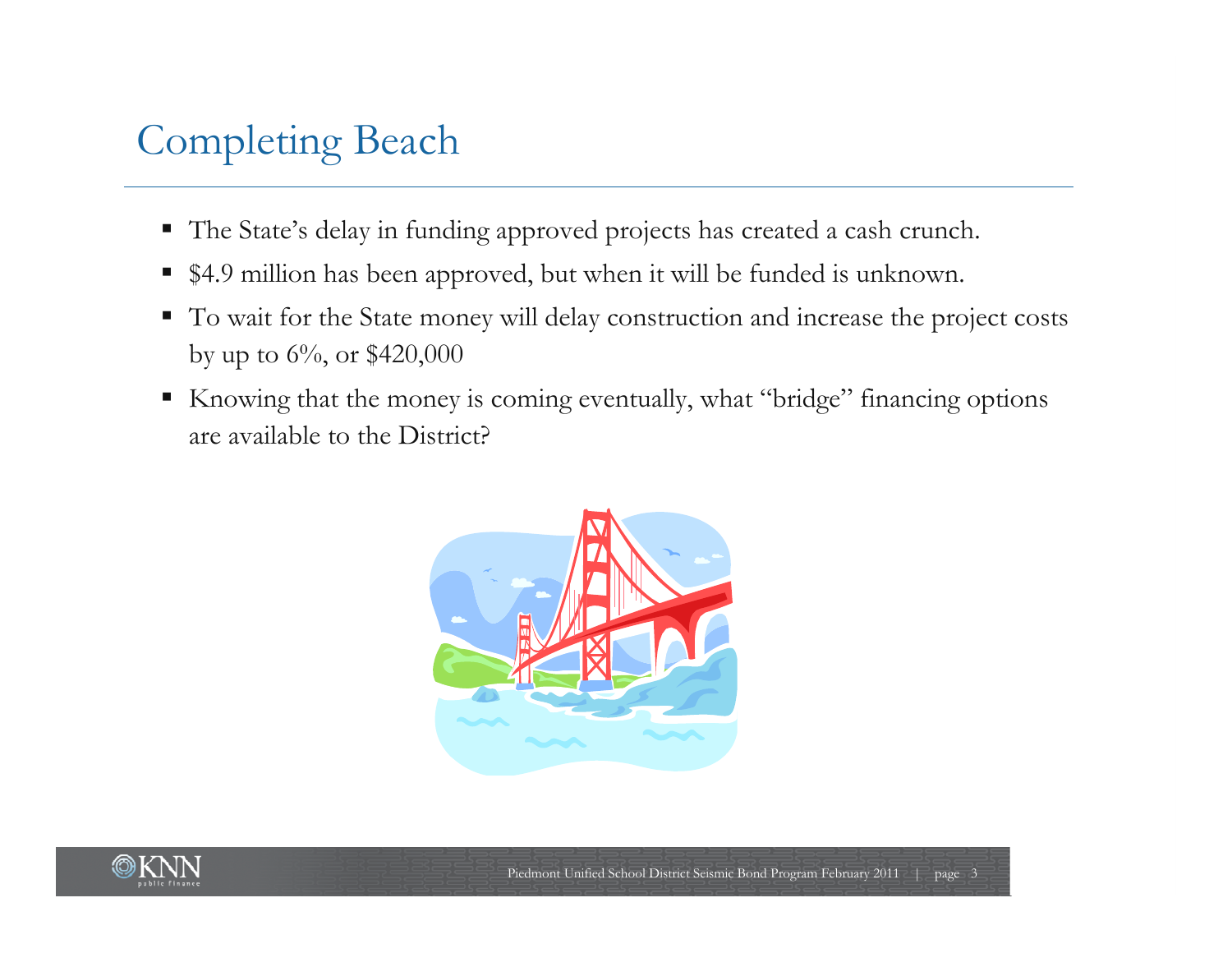# Completing Beach

- The State's delay in funding approved projects has created a cash crunch.
- $4.9 million has been approved, but when it will be funded is unknown.
- To wait for the State money will delay construction and increase the project costs by up to 6%, or $420,000
- Knowing that the money is coming eventually, what "bridge" financing options are available to the District?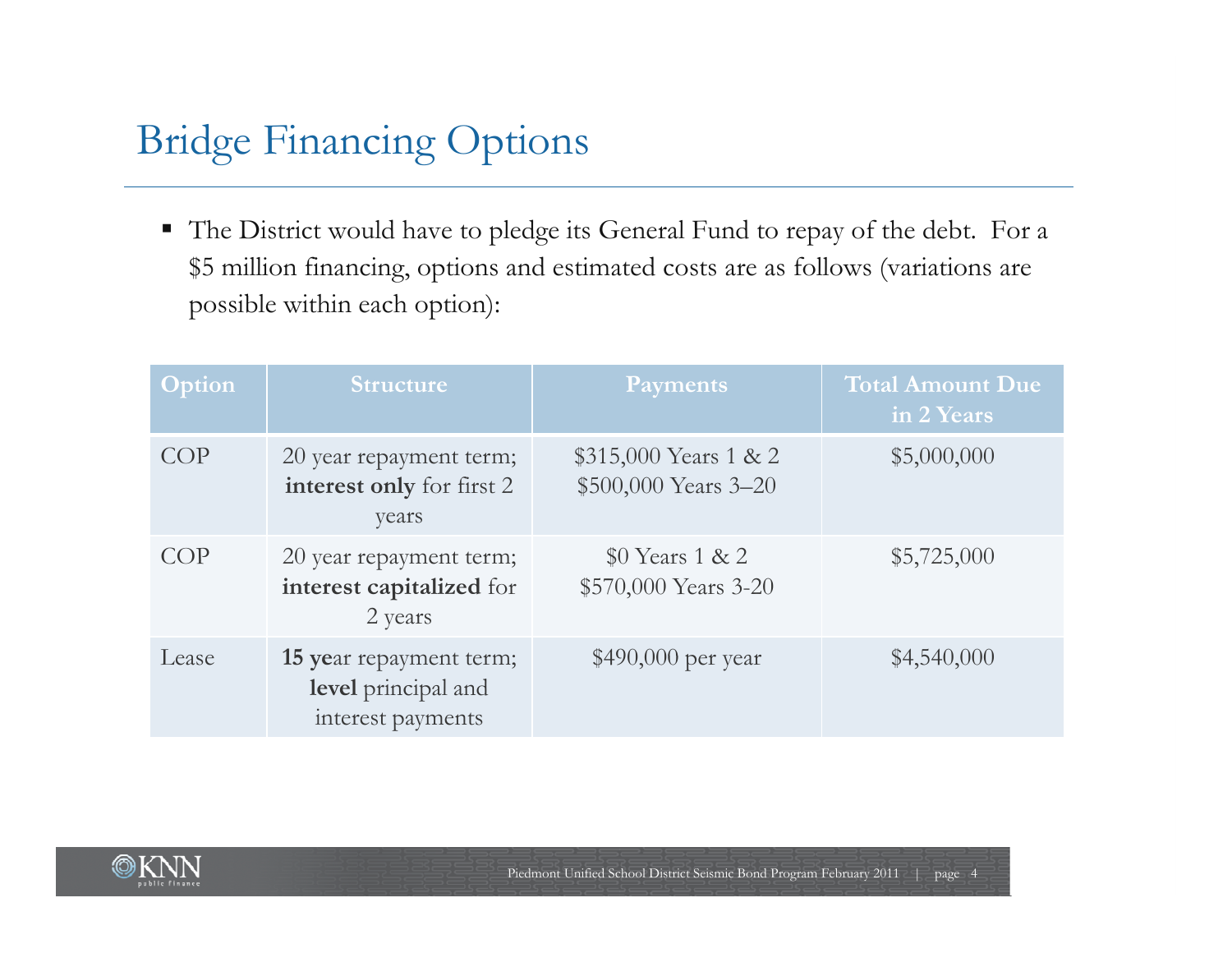# Bridge Financing Options

- The District would have to pledge its General Fund to repay of the debt. For a $5 million financing, options and estimated costs are as follows (variations are possible within each option):

| Option | Structure | Payments | Total Amount Due in 2 Years |
|---|---|---|---|
| COP | 20 year repayment term; **interest only** for first 2 years | $315,000 Years 1 & 2<br>$500,000 Years 3–20 | $5,000,000 |
| COP | 20 year repayment term; **interest capitalized** for 2 years | $0 Years 1 & 2<br>$570,000 Years 3-20 | $5,725,000 |
| Lease | **15 ye**ar repayment term; **level** principal and interest payments | $490,000 per year | $4,540,000 |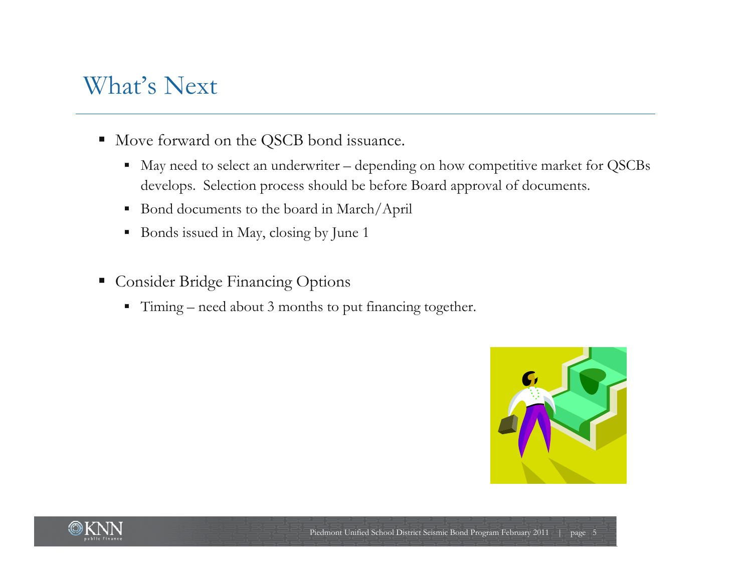# What's Next

- Move forward on the QSCB bond issuance.
  - May need to select an underwriter – depending on how competitive market for QSCBs develops. Selection process should be before Board approval of documents.
  - Bond documents to the board in March/April
  - Bonds issued in May, closing by June 1

- Consider Bridge Financing Options
  - Timing – need about 3 months to put financing together.